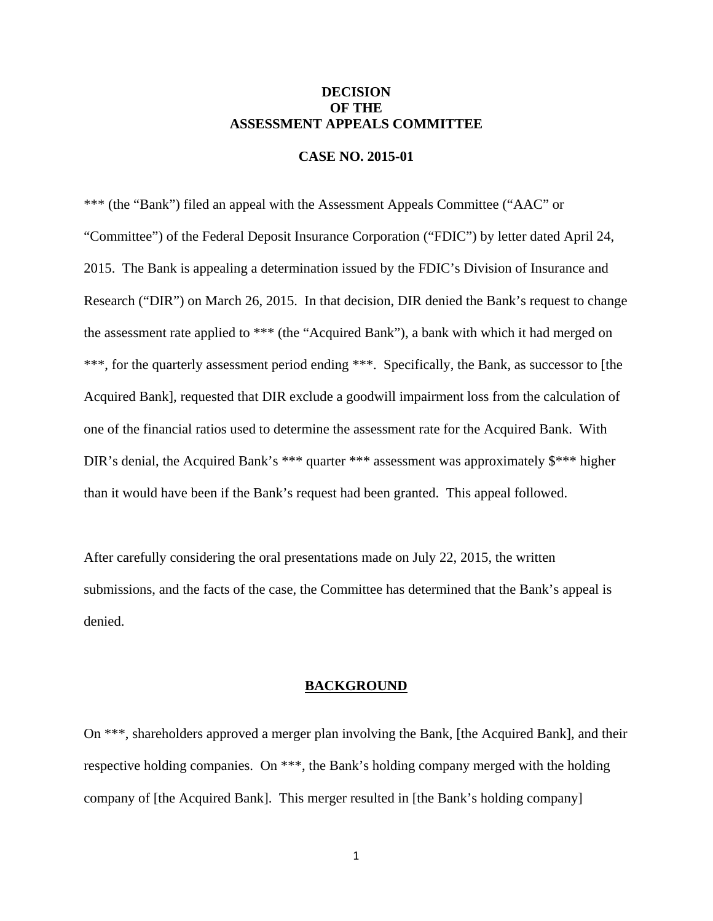**DECISION**
**OF THE**
**ASSESSMENT APPEALS COMMITTEE**

**CASE NO. 2015-01**

*** (the "Bank") filed an appeal with the Assessment Appeals Committee ("AAC" or "Committee") of the Federal Deposit Insurance Corporation ("FDIC") by letter dated April 24, 2015. The Bank is appealing a determination issued by the FDIC's Division of Insurance and Research ("DIR") on March 26, 2015. In that decision, DIR denied the Bank's request to change the assessment rate applied to *** (the "Acquired Bank"), a bank with which it had merged on ***, for the quarterly assessment period ending ***. Specifically, the Bank, as successor to [the Acquired Bank], requested that DIR exclude a goodwill impairment loss from the calculation of one of the financial ratios used to determine the assessment rate for the Acquired Bank. With DIR's denial, the Acquired Bank's *** quarter *** assessment was approximately $*** higher than it would have been if the Bank's request had been granted. This appeal followed.

After carefully considering the oral presentations made on July 22, 2015, the written submissions, and the facts of the case, the Committee has determined that the Bank's appeal is denied.

**BACKGROUND**

On ***, shareholders approved a merger plan involving the Bank, [the Acquired Bank], and their respective holding companies. On ***, the Bank's holding company merged with the holding company of [the Acquired Bank]. This merger resulted in [the Bank's holding company]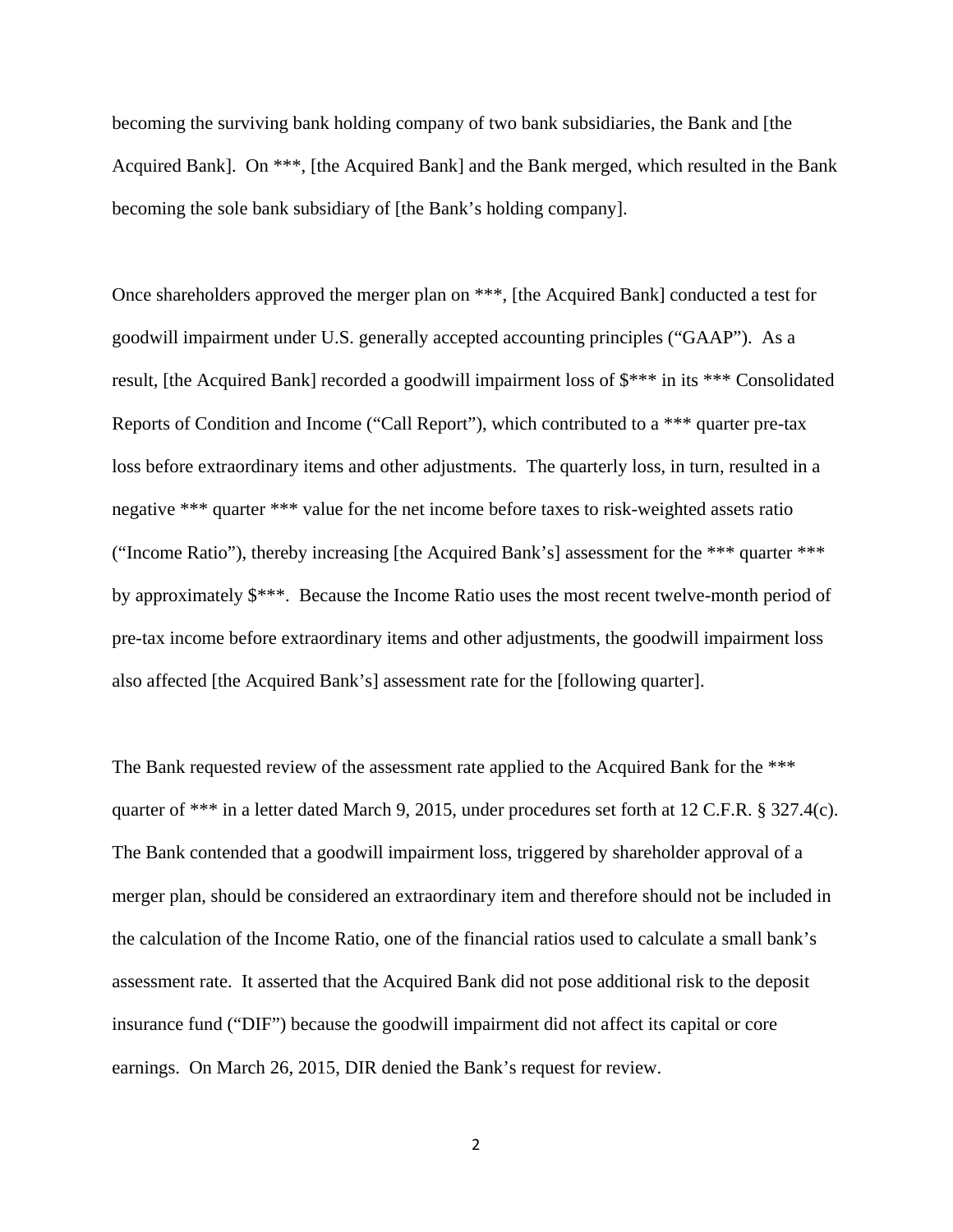becoming the surviving bank holding company of two bank subsidiaries, the Bank and [the Acquired Bank]. On ***, [the Acquired Bank] and the Bank merged, which resulted in the Bank becoming the sole bank subsidiary of [the Bank's holding company].

Once shareholders approved the merger plan on ***, [the Acquired Bank] conducted a test for goodwill impairment under U.S. generally accepted accounting principles ("GAAP"). As a result, [the Acquired Bank] recorded a goodwill impairment loss of $*** in its *** Consolidated Reports of Condition and Income ("Call Report"), which contributed to a *** quarter pre-tax loss before extraordinary items and other adjustments. The quarterly loss, in turn, resulted in a negative *** quarter *** value for the net income before taxes to risk-weighted assets ratio ("Income Ratio"), thereby increasing [the Acquired Bank's] assessment for the *** quarter *** by approximately $***. Because the Income Ratio uses the most recent twelve-month period of pre-tax income before extraordinary items and other adjustments, the goodwill impairment loss also affected [the Acquired Bank's] assessment rate for the [following quarter].

The Bank requested review of the assessment rate applied to the Acquired Bank for the *** quarter of *** in a letter dated March 9, 2015, under procedures set forth at 12 C.F.R. § 327.4(c). The Bank contended that a goodwill impairment loss, triggered by shareholder approval of a merger plan, should be considered an extraordinary item and therefore should not be included in the calculation of the Income Ratio, one of the financial ratios used to calculate a small bank's assessment rate. It asserted that the Acquired Bank did not pose additional risk to the deposit insurance fund ("DIF") because the goodwill impairment did not affect its capital or core earnings. On March 26, 2015, DIR denied the Bank's request for review.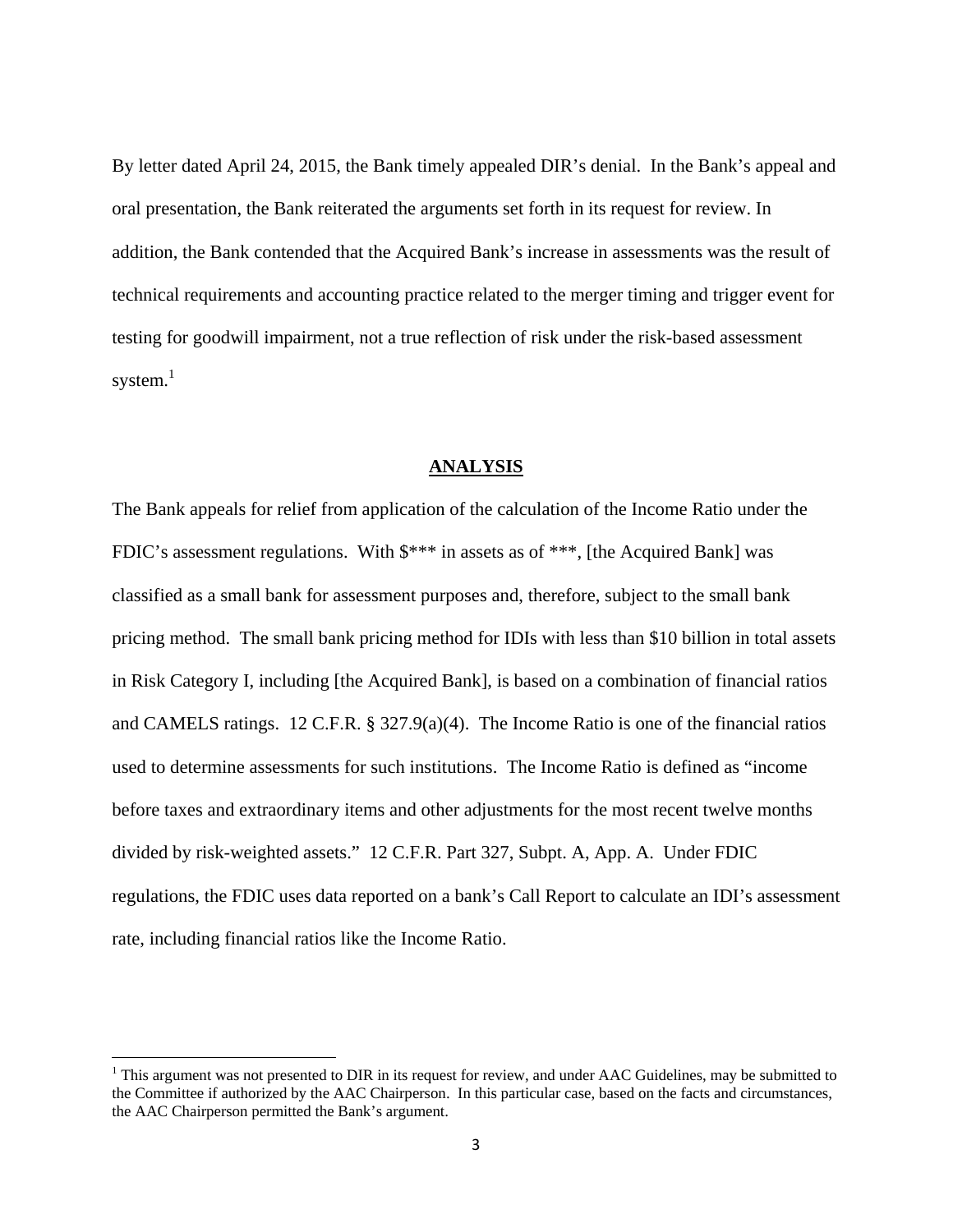By letter dated April 24, 2015, the Bank timely appealed DIR's denial. In the Bank's appeal and oral presentation, the Bank reiterated the arguments set forth in its request for review. In addition, the Bank contended that the Acquired Bank's increase in assessments was the result of technical requirements and accounting practice related to the merger timing and trigger event for testing for goodwill impairment, not a true reflection of risk under the risk-based assessment system.[1]

## ANALYSIS

The Bank appeals for relief from application of the calculation of the Income Ratio under the FDIC's assessment regulations. With $*** in assets as of ***, [the Acquired Bank] was classified as a small bank for assessment purposes and, therefore, subject to the small bank pricing method. The small bank pricing method for IDIs with less than $10 billion in total assets in Risk Category I, including [the Acquired Bank], is based on a combination of financial ratios and CAMELS ratings. 12 C.F.R. § 327.9(a)(4). The Income Ratio is one of the financial ratios used to determine assessments for such institutions. The Income Ratio is defined as "income before taxes and extraordinary items and other adjustments for the most recent twelve months divided by risk-weighted assets." 12 C.F.R. Part 327, Subpt. A, App. A. Under FDIC regulations, the FDIC uses data reported on a bank's Call Report to calculate an IDI's assessment rate, including financial ratios like the Income Ratio.

[1] This argument was not presented to DIR in its request for review, and under AAC Guidelines, may be submitted to the Committee if authorized by the AAC Chairperson. In this particular case, based on the facts and circumstances, the AAC Chairperson permitted the Bank's argument.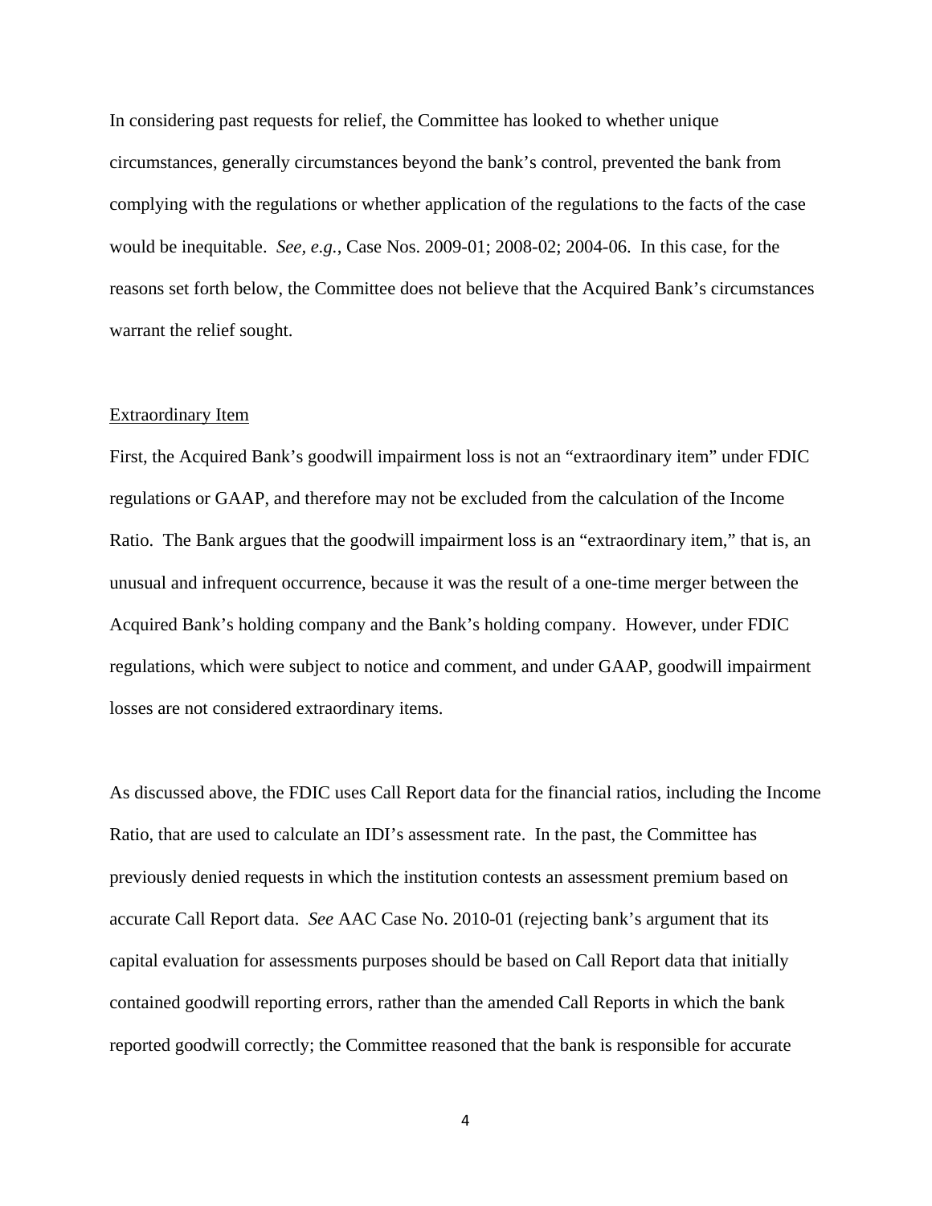In considering past requests for relief, the Committee has looked to whether unique circumstances, generally circumstances beyond the bank's control, prevented the bank from complying with the regulations or whether application of the regulations to the facts of the case would be inequitable. *See, e.g.*, Case Nos. 2009-01; 2008-02; 2004-06. In this case, for the reasons set forth below, the Committee does not believe that the Acquired Bank's circumstances warrant the relief sought.

<u>Extraordinary Item</u>

First, the Acquired Bank's goodwill impairment loss is not an "extraordinary item" under FDIC regulations or GAAP, and therefore may not be excluded from the calculation of the Income Ratio. The Bank argues that the goodwill impairment loss is an "extraordinary item," that is, an unusual and infrequent occurrence, because it was the result of a one-time merger between the Acquired Bank's holding company and the Bank's holding company. However, under FDIC regulations, which were subject to notice and comment, and under GAAP, goodwill impairment losses are not considered extraordinary items.

As discussed above, the FDIC uses Call Report data for the financial ratios, including the Income Ratio, that are used to calculate an IDI's assessment rate. In the past, the Committee has previously denied requests in which the institution contests an assessment premium based on accurate Call Report data. *See* AAC Case No. 2010-01 (rejecting bank's argument that its capital evaluation for assessments purposes should be based on Call Report data that initially contained goodwill reporting errors, rather than the amended Call Reports in which the bank reported goodwill correctly; the Committee reasoned that the bank is responsible for accurate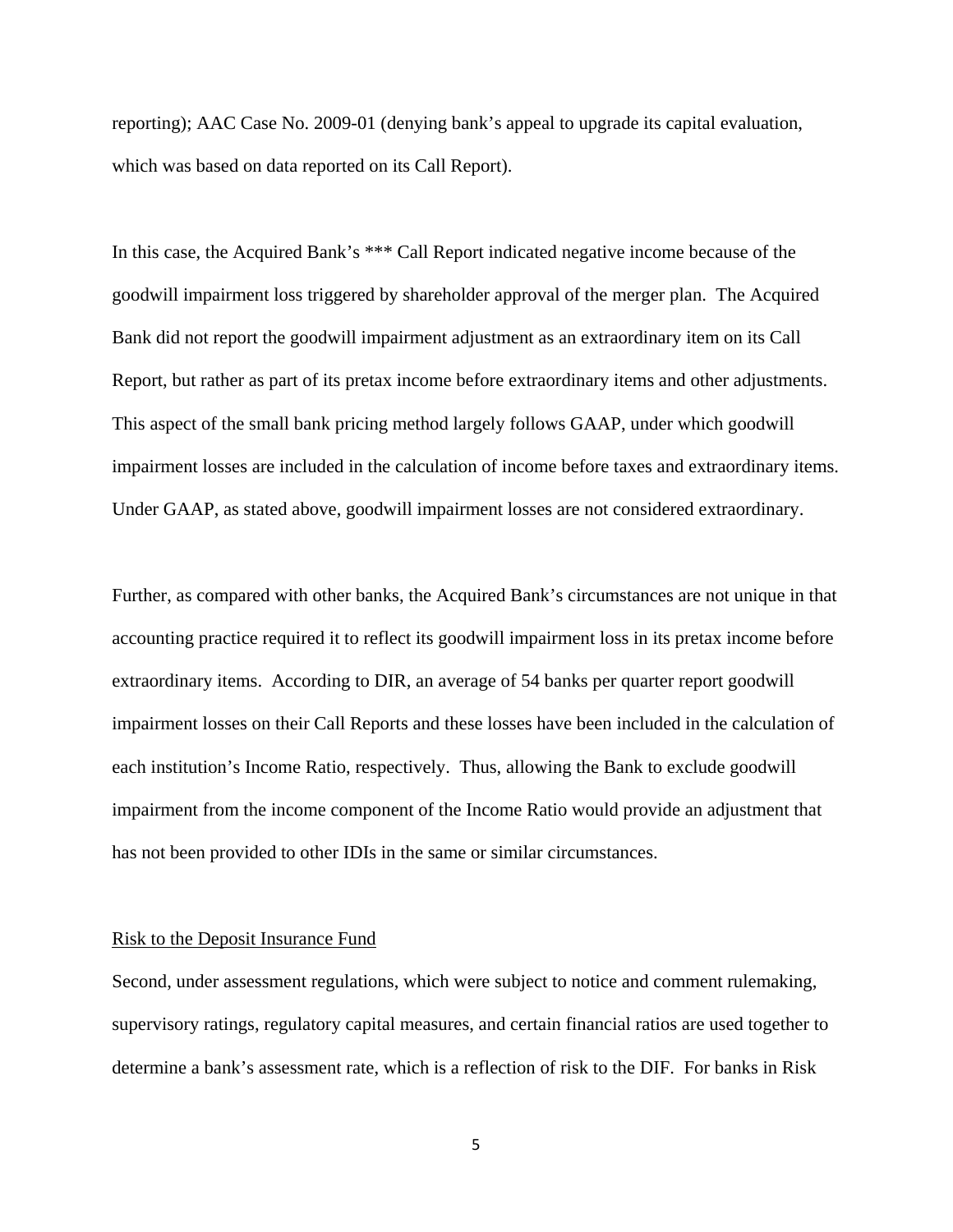reporting); AAC Case No. 2009-01 (denying bank's appeal to upgrade its capital evaluation, which was based on data reported on its Call Report).

In this case, the Acquired Bank's *** Call Report indicated negative income because of the goodwill impairment loss triggered by shareholder approval of the merger plan. The Acquired Bank did not report the goodwill impairment adjustment as an extraordinary item on its Call Report, but rather as part of its pretax income before extraordinary items and other adjustments. This aspect of the small bank pricing method largely follows GAAP, under which goodwill impairment losses are included in the calculation of income before taxes and extraordinary items. Under GAAP, as stated above, goodwill impairment losses are not considered extraordinary.

Further, as compared with other banks, the Acquired Bank's circumstances are not unique in that accounting practice required it to reflect its goodwill impairment loss in its pretax income before extraordinary items. According to DIR, an average of 54 banks per quarter report goodwill impairment losses on their Call Reports and these losses have been included in the calculation of each institution's Income Ratio, respectively. Thus, allowing the Bank to exclude goodwill impairment from the income component of the Income Ratio would provide an adjustment that has not been provided to other IDIs in the same or similar circumstances.

<u>Risk to the Deposit Insurance Fund</u>

Second, under assessment regulations, which were subject to notice and comment rulemaking, supervisory ratings, regulatory capital measures, and certain financial ratios are used together to determine a bank's assessment rate, which is a reflection of risk to the DIF. For banks in Risk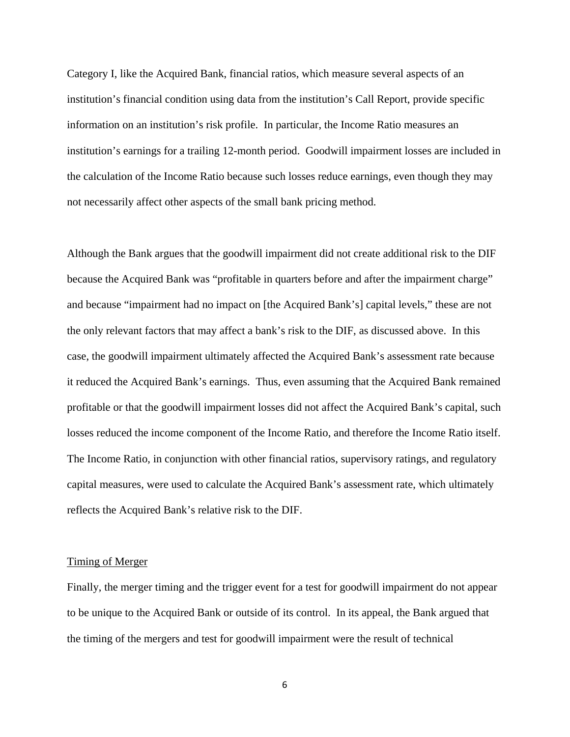Category I, like the Acquired Bank, financial ratios, which measure several aspects of an institution's financial condition using data from the institution's Call Report, provide specific information on an institution's risk profile. In particular, the Income Ratio measures an institution's earnings for a trailing 12-month period. Goodwill impairment losses are included in the calculation of the Income Ratio because such losses reduce earnings, even though they may not necessarily affect other aspects of the small bank pricing method.

Although the Bank argues that the goodwill impairment did not create additional risk to the DIF because the Acquired Bank was "profitable in quarters before and after the impairment charge" and because "impairment had no impact on [the Acquired Bank's] capital levels," these are not the only relevant factors that may affect a bank's risk to the DIF, as discussed above. In this case, the goodwill impairment ultimately affected the Acquired Bank's assessment rate because it reduced the Acquired Bank's earnings. Thus, even assuming that the Acquired Bank remained profitable or that the goodwill impairment losses did not affect the Acquired Bank's capital, such losses reduced the income component of the Income Ratio, and therefore the Income Ratio itself. The Income Ratio, in conjunction with other financial ratios, supervisory ratings, and regulatory capital measures, were used to calculate the Acquired Bank's assessment rate, which ultimately reflects the Acquired Bank's relative risk to the DIF.

<u>Timing of Merger</u>

Finally, the merger timing and the trigger event for a test for goodwill impairment do not appear to be unique to the Acquired Bank or outside of its control. In its appeal, the Bank argued that the timing of the mergers and test for goodwill impairment were the result of technical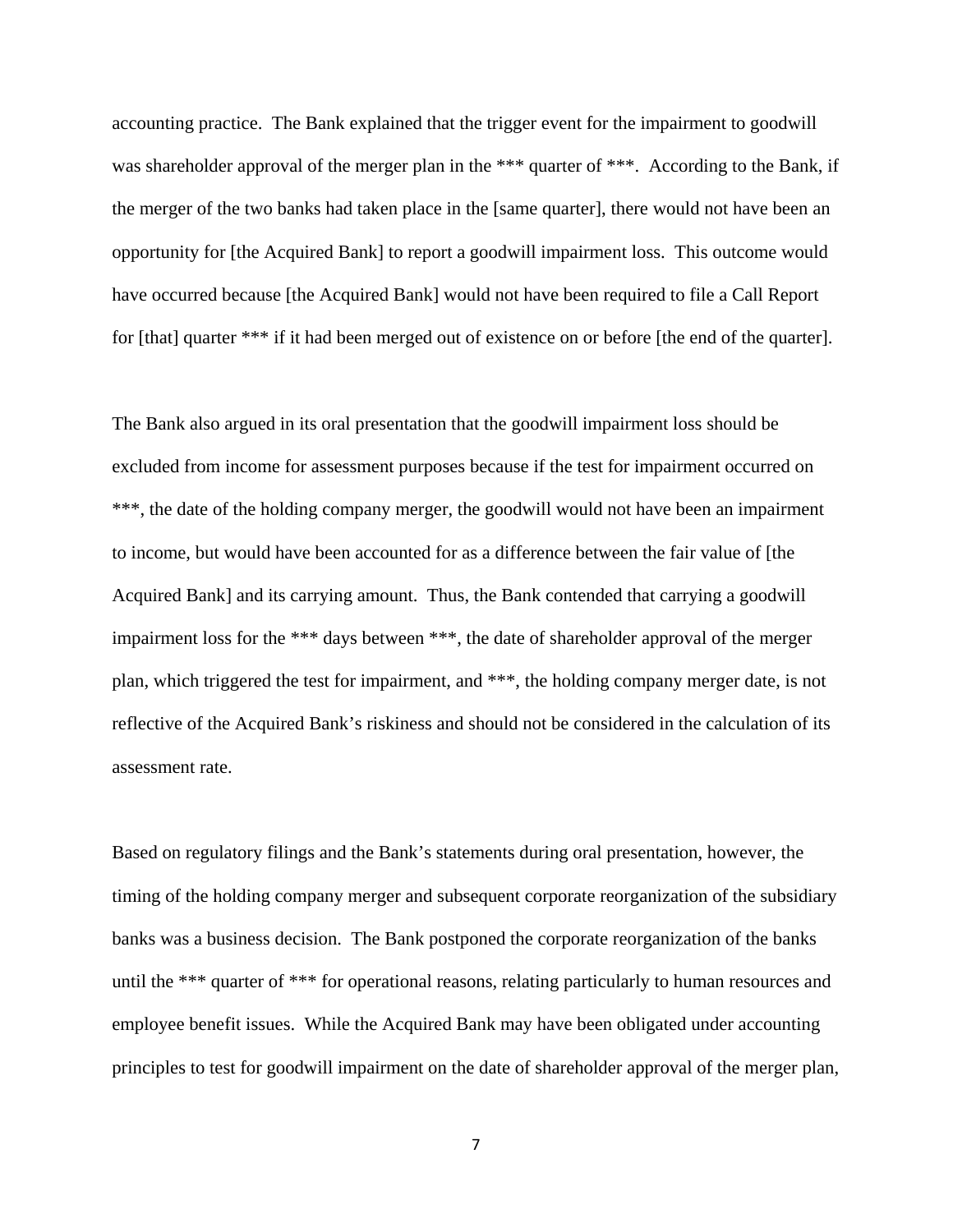accounting practice. The Bank explained that the trigger event for the impairment to goodwill was shareholder approval of the merger plan in the *** quarter of ***. According to the Bank, if the merger of the two banks had taken place in the [same quarter], there would not have been an opportunity for [the Acquired Bank] to report a goodwill impairment loss. This outcome would have occurred because [the Acquired Bank] would not have been required to file a Call Report for [that] quarter *** if it had been merged out of existence on or before [the end of the quarter].

The Bank also argued in its oral presentation that the goodwill impairment loss should be excluded from income for assessment purposes because if the test for impairment occurred on ***, the date of the holding company merger, the goodwill would not have been an impairment to income, but would have been accounted for as a difference between the fair value of [the Acquired Bank] and its carrying amount. Thus, the Bank contended that carrying a goodwill impairment loss for the *** days between ***, the date of shareholder approval of the merger plan, which triggered the test for impairment, and ***, the holding company merger date, is not reflective of the Acquired Bank's riskiness and should not be considered in the calculation of its assessment rate.

Based on regulatory filings and the Bank's statements during oral presentation, however, the timing of the holding company merger and subsequent corporate reorganization of the subsidiary banks was a business decision. The Bank postponed the corporate reorganization of the banks until the *** quarter of *** for operational reasons, relating particularly to human resources and employee benefit issues. While the Acquired Bank may have been obligated under accounting principles to test for goodwill impairment on the date of shareholder approval of the merger plan,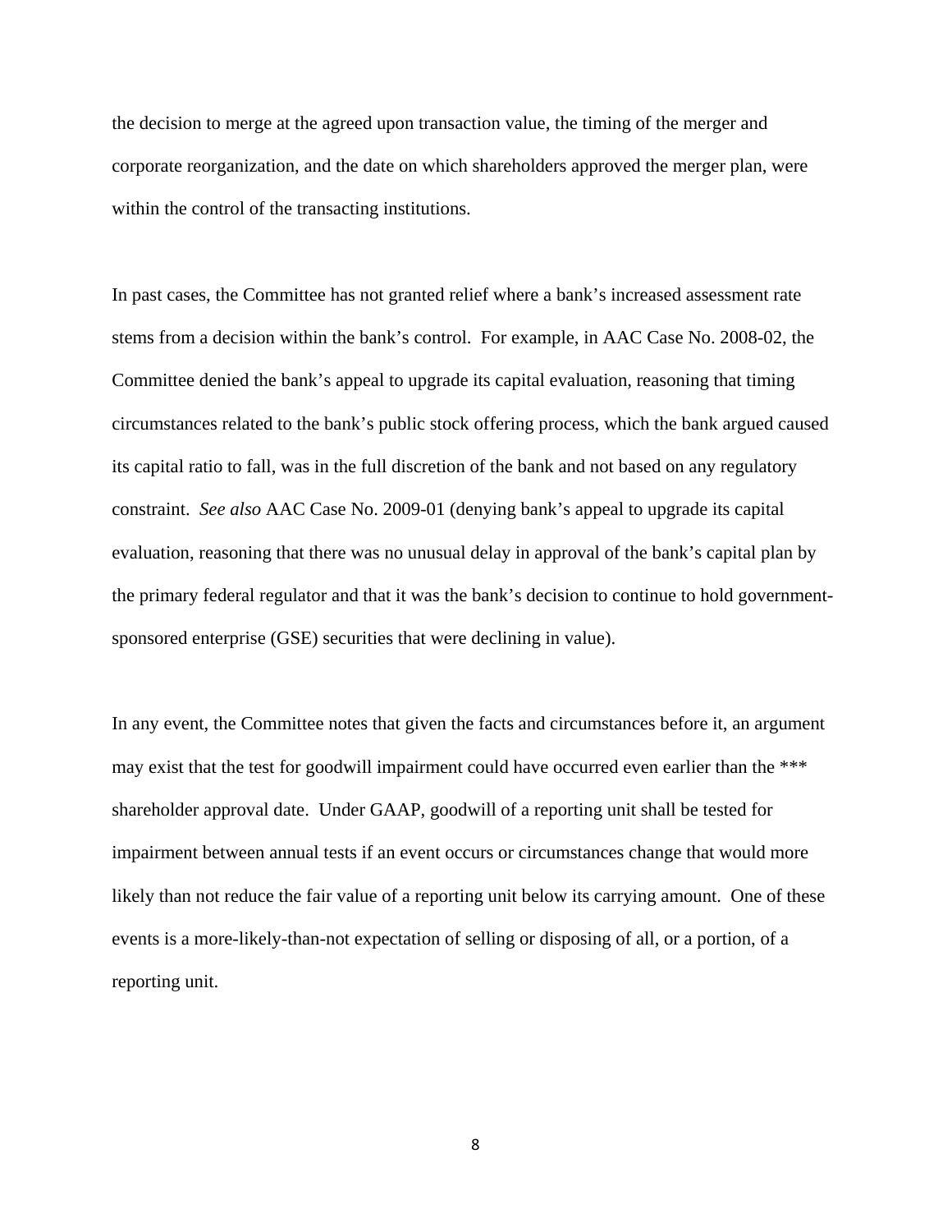the decision to merge at the agreed upon transaction value, the timing of the merger and corporate reorganization, and the date on which shareholders approved the merger plan, were within the control of the transacting institutions.

In past cases, the Committee has not granted relief where a bank's increased assessment rate stems from a decision within the bank's control. For example, in AAC Case No. 2008-02, the Committee denied the bank's appeal to upgrade its capital evaluation, reasoning that timing circumstances related to the bank's public stock offering process, which the bank argued caused its capital ratio to fall, was in the full discretion of the bank and not based on any regulatory constraint. *See also* AAC Case No. 2009-01 (denying bank's appeal to upgrade its capital evaluation, reasoning that there was no unusual delay in approval of the bank's capital plan by the primary federal regulator and that it was the bank's decision to continue to hold government-sponsored enterprise (GSE) securities that were declining in value).

In any event, the Committee notes that given the facts and circumstances before it, an argument may exist that the test for goodwill impairment could have occurred even earlier than the *** shareholder approval date. Under GAAP, goodwill of a reporting unit shall be tested for impairment between annual tests if an event occurs or circumstances change that would more likely than not reduce the fair value of a reporting unit below its carrying amount. One of these events is a more-likely-than-not expectation of selling or disposing of all, or a portion, of a reporting unit.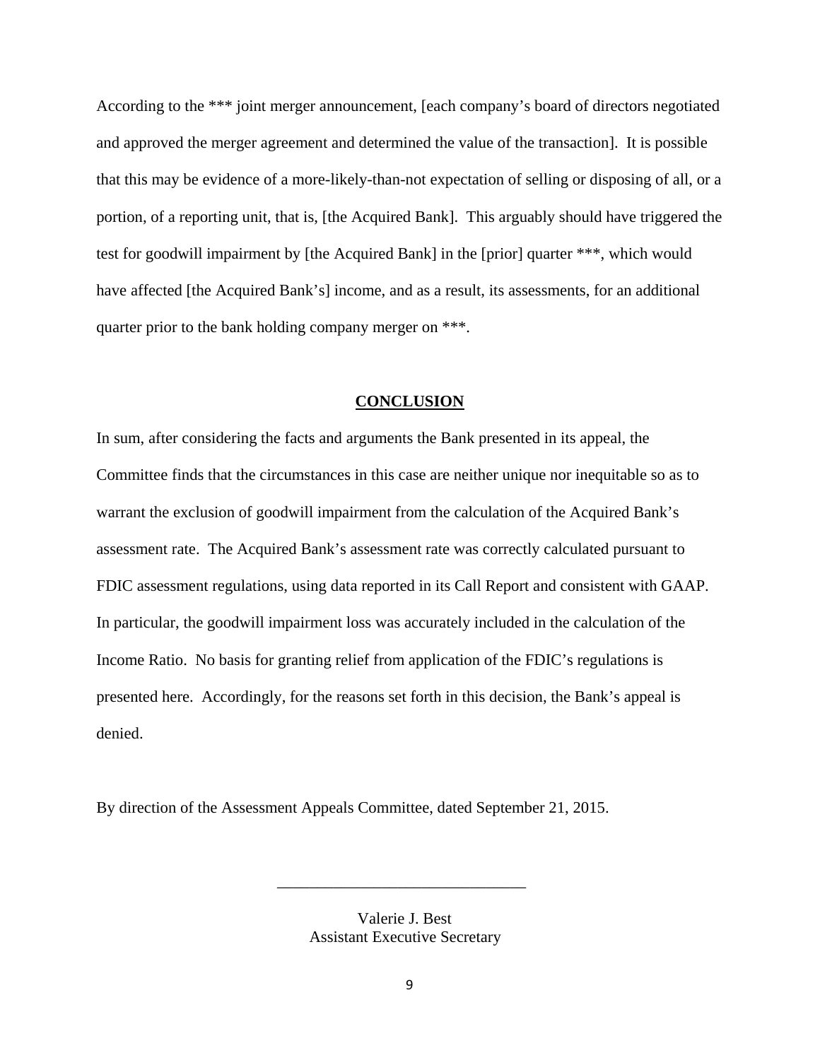According to the *** joint merger announcement, [each company's board of directors negotiated and approved the merger agreement and determined the value of the transaction]. It is possible that this may be evidence of a more-likely-than-not expectation of selling or disposing of all, or a portion, of a reporting unit, that is, [the Acquired Bank]. This arguably should have triggered the test for goodwill impairment by [the Acquired Bank] in the [prior] quarter ***, which would have affected [the Acquired Bank's] income, and as a result, its assessments, for an additional quarter prior to the bank holding company merger on ***.

## CONCLUSION

In sum, after considering the facts and arguments the Bank presented in its appeal, the Committee finds that the circumstances in this case are neither unique nor inequitable so as to warrant the exclusion of goodwill impairment from the calculation of the Acquired Bank's assessment rate. The Acquired Bank's assessment rate was correctly calculated pursuant to FDIC assessment regulations, using data reported in its Call Report and consistent with GAAP. In particular, the goodwill impairment loss was accurately included in the calculation of the Income Ratio. No basis for granting relief from application of the FDIC's regulations is presented here. Accordingly, for the reasons set forth in this decision, the Bank's appeal is denied.

By direction of the Assessment Appeals Committee, dated September 21, 2015.

______________________________

Valerie J. Best
Assistant Executive Secretary